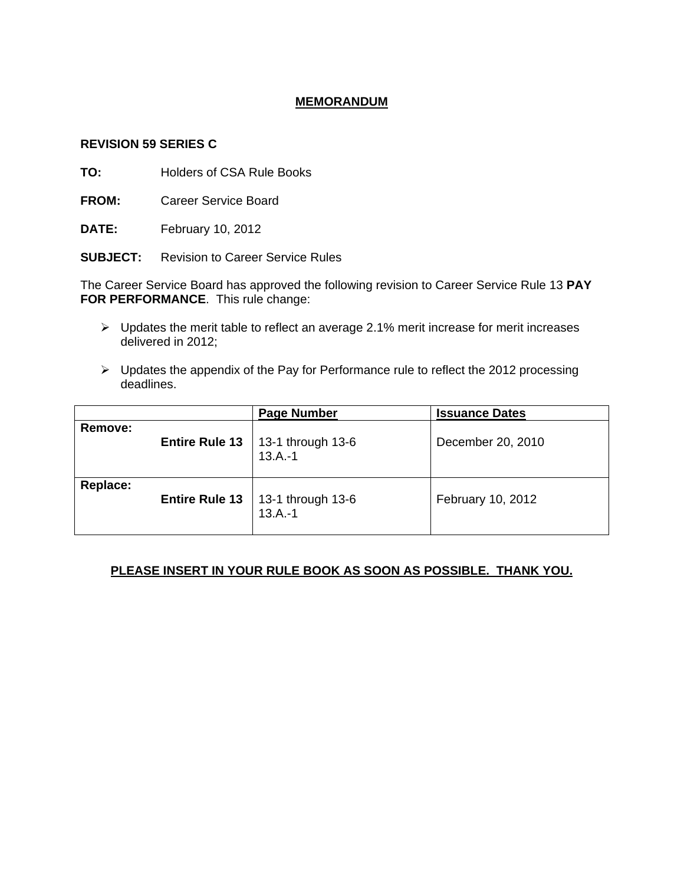# MEMORANDUM

**REVISION 59 SERIES C**

**TO:** Holders of CSA Rule Books

**FROM:** Career Service Board

**DATE:** February 10, 2012

**SUBJECT:** Revision to Career Service Rules

The Career Service Board has approved the following revision to Career Service Rule 13 **PAY FOR PERFORMANCE**. This rule change:

- Updates the merit table to reflect an average 2.1% merit increase for merit increases delivered in 2012;
- Updates the appendix of the Pay for Performance rule to reflect the 2012 processing deadlines.

| | Page Number | Issuance Dates |
|---|---|---|
| **Remove:** **Entire Rule 13** | 13-1 through 13-6 13.A.-1 | December 20, 2010 |
| **Replace:** **Entire Rule 13** | 13-1 through 13-6 13.A.-1 | February 10, 2012 |

**PLEASE INSERT IN YOUR RULE BOOK AS SOON AS POSSIBLE. THANK YOU.**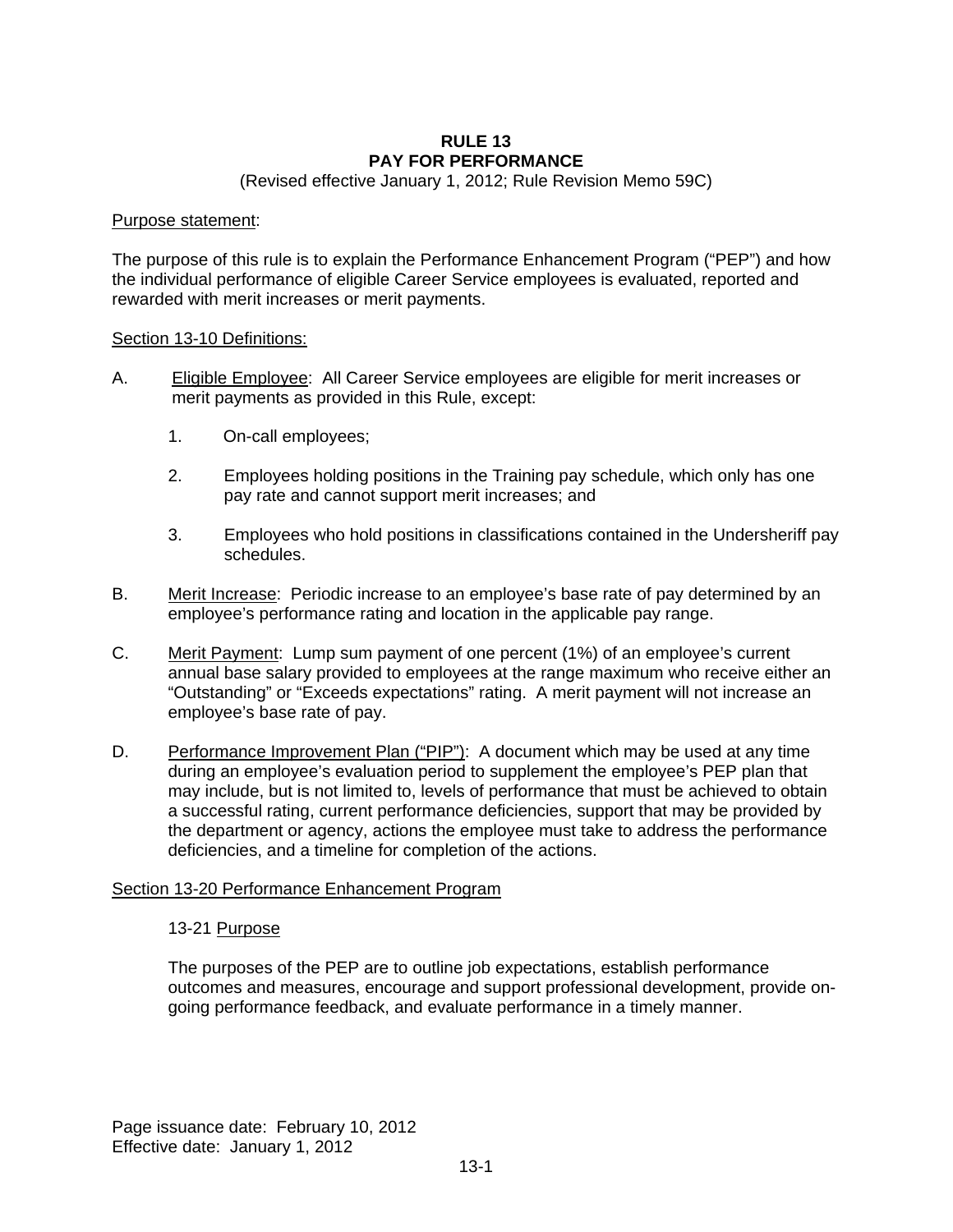# RULE 13
# PAY FOR PERFORMANCE

(Revised effective January 1, 2012; Rule Revision Memo 59C)

Purpose statement:

The purpose of this rule is to explain the Performance Enhancement Program ("PEP") and how the individual performance of eligible Career Service employees is evaluated, reported and rewarded with merit increases or merit payments.

Section 13-10 Definitions:

A. Eligible Employee: All Career Service employees are eligible for merit increases or merit payments as provided in this Rule, except:

   1. On-call employees;

   2. Employees holding positions in the Training pay schedule, which only has one pay rate and cannot support merit increases; and

   3. Employees who hold positions in classifications contained in the Undersheriff pay schedules.

B. Merit Increase: Periodic increase to an employee's base rate of pay determined by an employee's performance rating and location in the applicable pay range.

C. Merit Payment: Lump sum payment of one percent (1%) of an employee's current annual base salary provided to employees at the range maximum who receive either an "Outstanding" or "Exceeds expectations" rating. A merit payment will not increase an employee's base rate of pay.

D. Performance Improvement Plan ("PIP"): A document which may be used at any time during an employee's evaluation period to supplement the employee's PEP plan that may include, but is not limited to, levels of performance that must be achieved to obtain a successful rating, current performance deficiencies, support that may be provided by the department or agency, actions the employee must take to address the performance deficiencies, and a timeline for completion of the actions.

Section 13-20 Performance Enhancement Program

13-21 Purpose

The purposes of the PEP are to outline job expectations, establish performance outcomes and measures, encourage and support professional development, provide on-going performance feedback, and evaluate performance in a timely manner.

Page issuance date: February 10, 2012
Effective date: January 1, 2012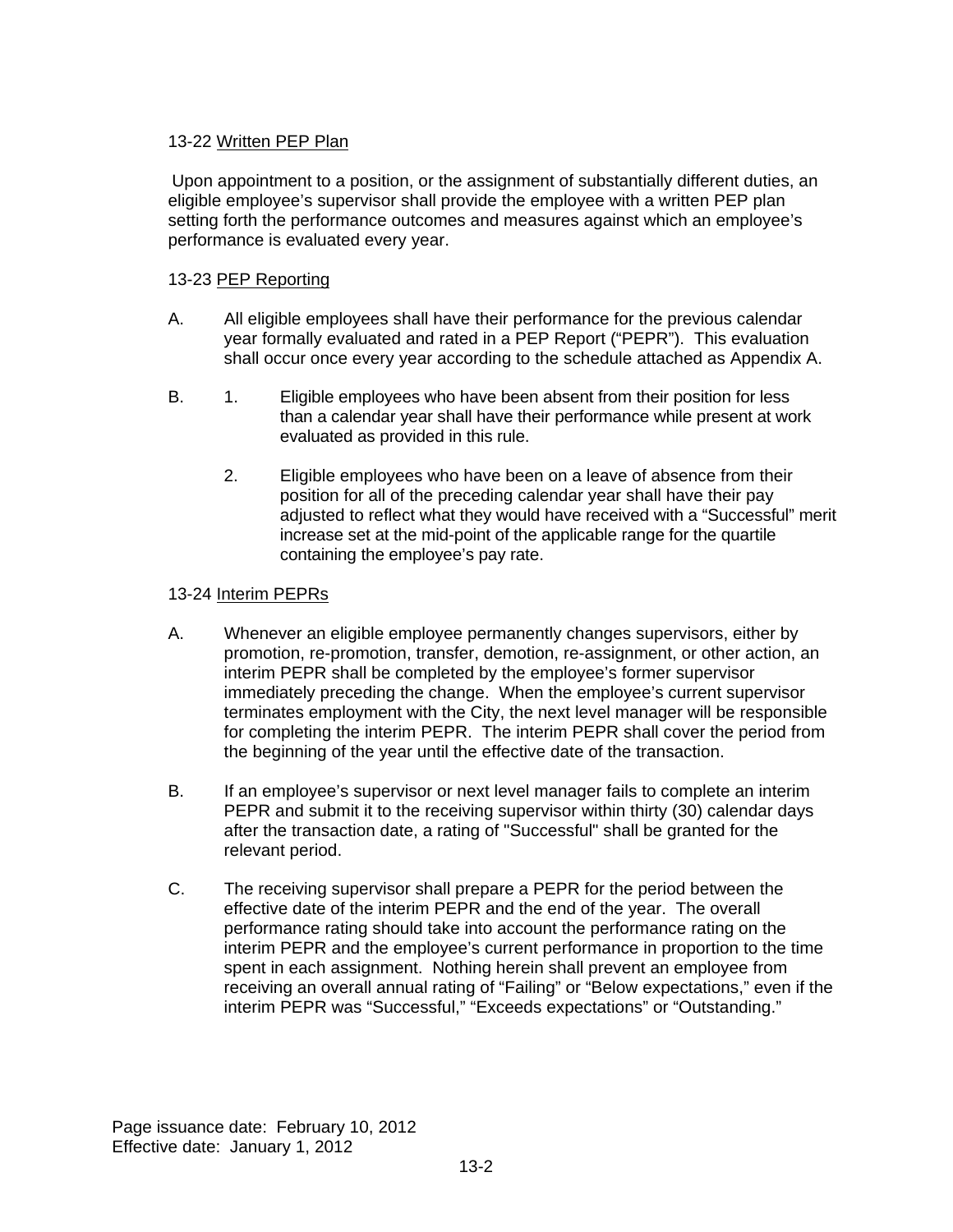### 13-22 Written PEP Plan

Upon appointment to a position, or the assignment of substantially different duties, an eligible employee's supervisor shall provide the employee with a written PEP plan setting forth the performance outcomes and measures against which an employee's performance is evaluated every year.

### 13-23 PEP Reporting

A. All eligible employees shall have their performance for the previous calendar year formally evaluated and rated in a PEP Report ("PEPR"). This evaluation shall occur once every year according to the schedule attached as Appendix A.

B. 1. Eligible employees who have been absent from their position for less than a calendar year shall have their performance while present at work evaluated as provided in this rule.

   2. Eligible employees who have been on a leave of absence from their position for all of the preceding calendar year shall have their pay adjusted to reflect what they would have received with a "Successful" merit increase set at the mid-point of the applicable range for the quartile containing the employee's pay rate.

### 13-24 Interim PEPRs

A. Whenever an eligible employee permanently changes supervisors, either by promotion, re-promotion, transfer, demotion, re-assignment, or other action, an interim PEPR shall be completed by the employee's former supervisor immediately preceding the change. When the employee's current supervisor terminates employment with the City, the next level manager will be responsible for completing the interim PEPR. The interim PEPR shall cover the period from the beginning of the year until the effective date of the transaction.

B. If an employee's supervisor or next level manager fails to complete an interim PEPR and submit it to the receiving supervisor within thirty (30) calendar days after the transaction date, a rating of "Successful" shall be granted for the relevant period.

C. The receiving supervisor shall prepare a PEPR for the period between the effective date of the interim PEPR and the end of the year. The overall performance rating should take into account the performance rating on the interim PEPR and the employee's current performance in proportion to the time spent in each assignment. Nothing herein shall prevent an employee from receiving an overall annual rating of "Failing" or "Below expectations," even if the interim PEPR was "Successful," "Exceeds expectations" or "Outstanding."

Page issuance date: February 10, 2012
Effective date: January 1, 2012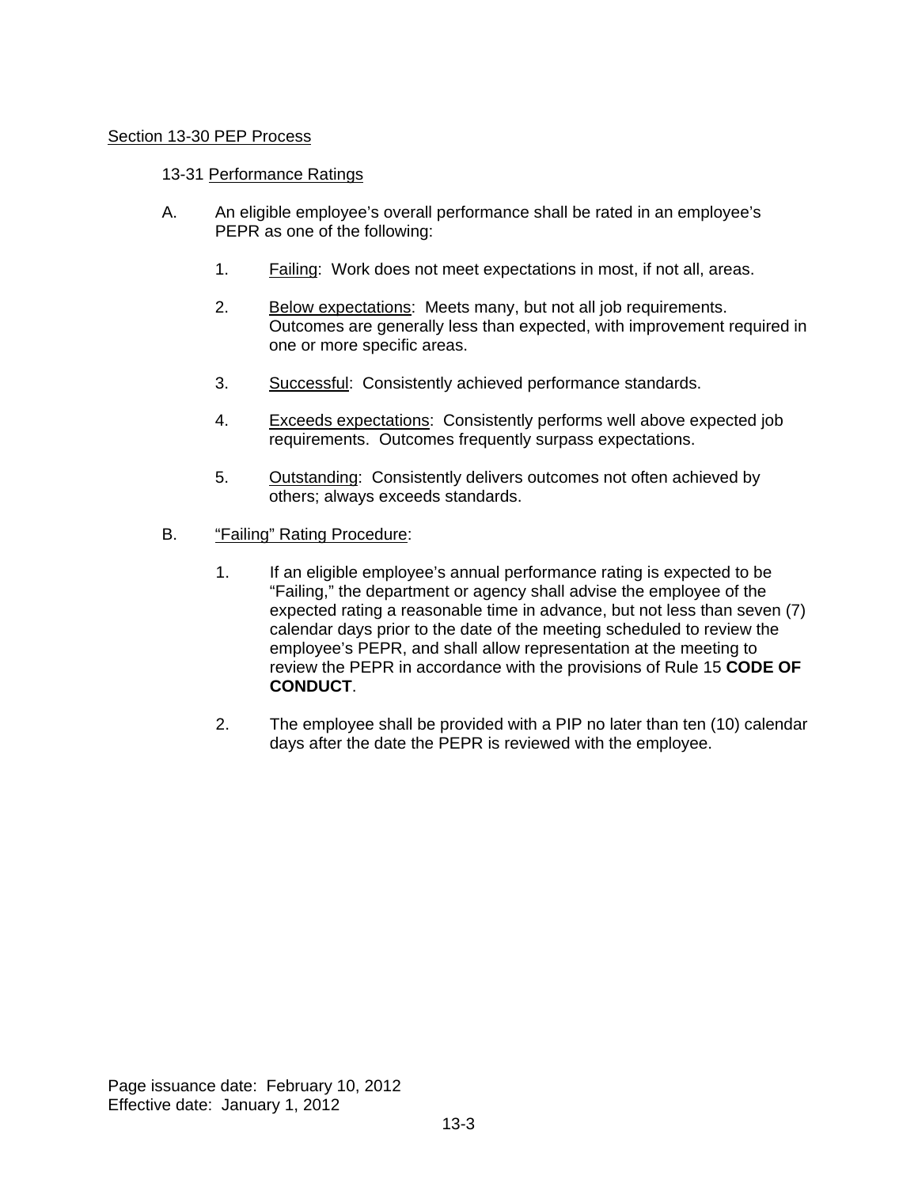## Section 13-30 PEP Process

### 13-31 Performance Ratings

A. An eligible employee's overall performance shall be rated in an employee's PEPR as one of the following:

1. Failing: Work does not meet expectations in most, if not all, areas.

2. Below expectations: Meets many, but not all job requirements. Outcomes are generally less than expected, with improvement required in one or more specific areas.

3. Successful: Consistently achieved performance standards.

4. Exceeds expectations: Consistently performs well above expected job requirements. Outcomes frequently surpass expectations.

5. Outstanding: Consistently delivers outcomes not often achieved by others; always exceeds standards.

B. "Failing" Rating Procedure:

1. If an eligible employee's annual performance rating is expected to be "Failing," the department or agency shall advise the employee of the expected rating a reasonable time in advance, but not less than seven (7) calendar days prior to the date of the meeting scheduled to review the employee's PEPR, and shall allow representation at the meeting to review the PEPR in accordance with the provisions of Rule 15 **CODE OF CONDUCT**.

2. The employee shall be provided with a PIP no later than ten (10) calendar days after the date the PEPR is reviewed with the employee.

Page issuance date: February 10, 2012
Effective date: January 1, 2012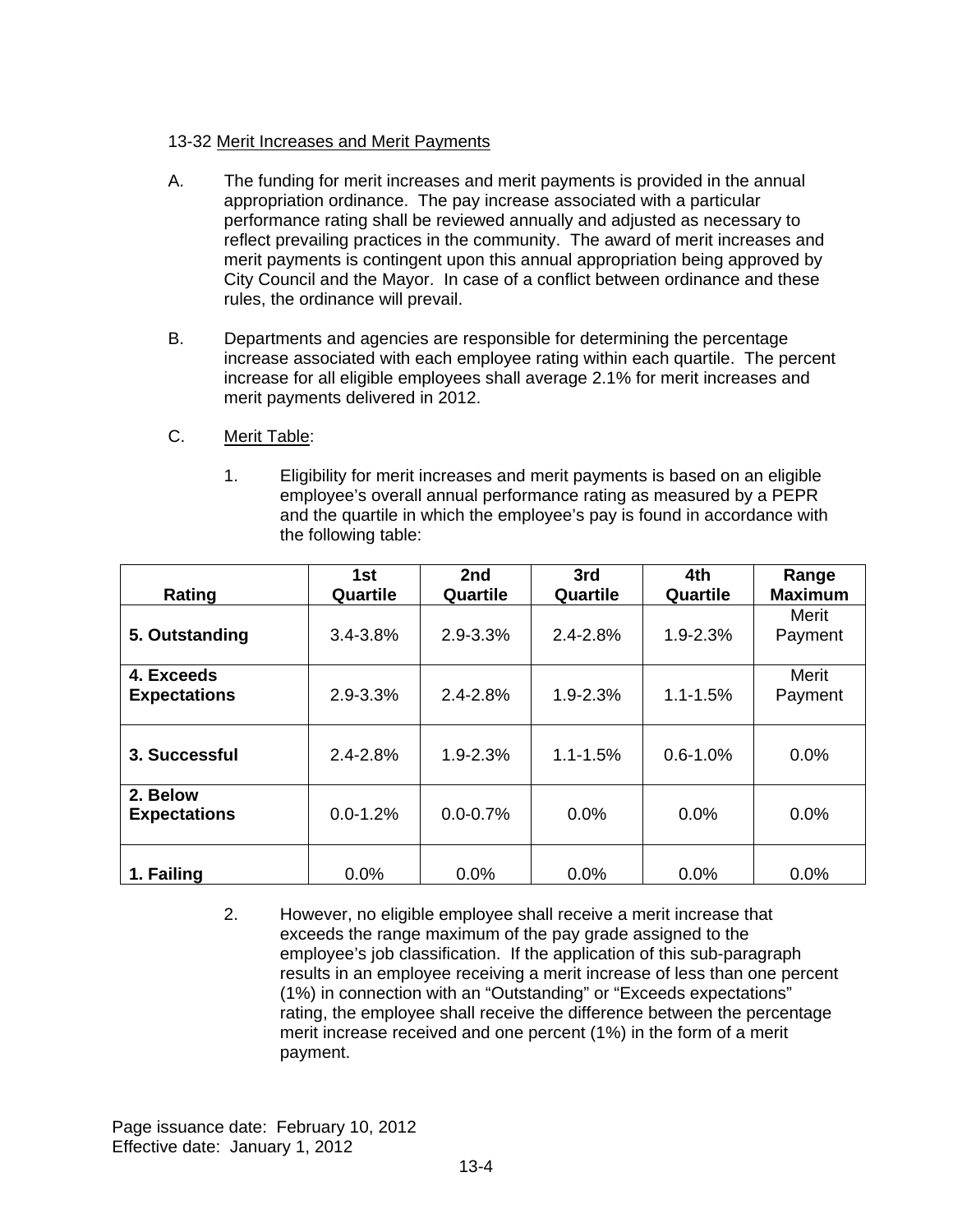13-32 Merit Increases and Merit Payments

A. The funding for merit increases and merit payments is provided in the annual appropriation ordinance. The pay increase associated with a particular performance rating shall be reviewed annually and adjusted as necessary to reflect prevailing practices in the community. The award of merit increases and merit payments is contingent upon this annual appropriation being approved by City Council and the Mayor. In case of a conflict between ordinance and these rules, the ordinance will prevail.

B. Departments and agencies are responsible for determining the percentage increase associated with each employee rating within each quartile. The percent increase for all eligible employees shall average 2.1% for merit increases and merit payments delivered in 2012.

C. Merit Table:

1. Eligibility for merit increases and merit payments is based on an eligible employee's overall annual performance rating as measured by a PEPR and the quartile in which the employee's pay is found in accordance with the following table:

| Rating | 1st Quartile | 2nd Quartile | 3rd Quartile | 4th Quartile | Range Maximum |
|---|---|---|---|---|---|
| **5. Outstanding** | 3.4-3.8% | 2.9-3.3% | 2.4-2.8% | 1.9-2.3% | Merit Payment |
| **4. Exceeds Expectations** | 2.9-3.3% | 2.4-2.8% | 1.9-2.3% | 1.1-1.5% | Merit Payment |
| **3. Successful** | 2.4-2.8% | 1.9-2.3% | 1.1-1.5% | 0.6-1.0% | 0.0% |
| **2. Below Expectations** | 0.0-1.2% | 0.0-0.7% | 0.0% | 0.0% | 0.0% |
| **1. Failing** | 0.0% | 0.0% | 0.0% | 0.0% | 0.0% |

2. However, no eligible employee shall receive a merit increase that exceeds the range maximum of the pay grade assigned to the employee's job classification. If the application of this sub-paragraph results in an employee receiving a merit increase of less than one percent (1%) in connection with an "Outstanding" or "Exceeds expectations" rating, the employee shall receive the difference between the percentage merit increase received and one percent (1%) in the form of a merit payment.

Page issuance date: February 10, 2012
Effective date: January 1, 2012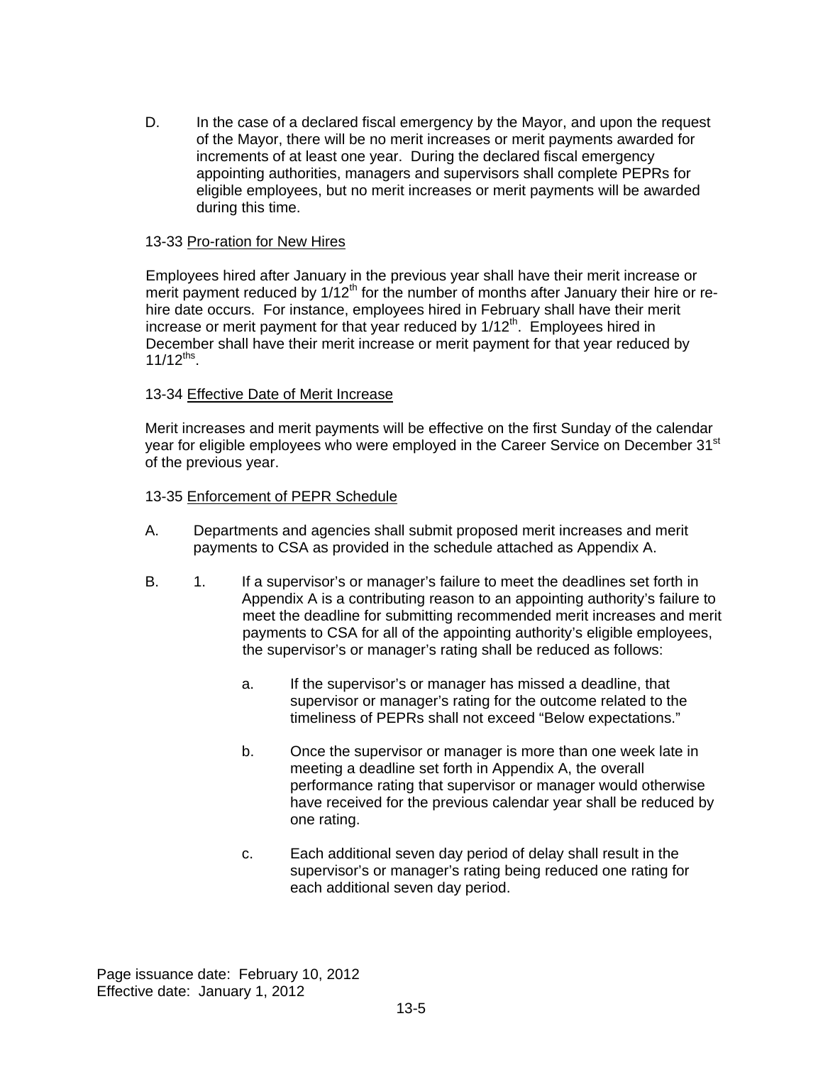D. In the case of a declared fiscal emergency by the Mayor, and upon the request of the Mayor, there will be no merit increases or merit payments awarded for increments of at least one year. During the declared fiscal emergency appointing authorities, managers and supervisors shall complete PEPRs for eligible employees, but no merit increases or merit payments will be awarded during this time.

13-33 Pro-ration for New Hires

Employees hired after January in the previous year shall have their merit increase or merit payment reduced by 1/12th for the number of months after January their hire or re-hire date occurs. For instance, employees hired in February shall have their merit increase or merit payment for that year reduced by 1/12th. Employees hired in December shall have their merit increase or merit payment for that year reduced by 11/12ths.

13-34 Effective Date of Merit Increase

Merit increases and merit payments will be effective on the first Sunday of the calendar year for eligible employees who were employed in the Career Service on December 31st of the previous year.

13-35 Enforcement of PEPR Schedule

A. Departments and agencies shall submit proposed merit increases and merit payments to CSA as provided in the schedule attached as Appendix A.

B. 1. If a supervisor's or manager's failure to meet the deadlines set forth in Appendix A is a contributing reason to an appointing authority's failure to meet the deadline for submitting recommended merit increases and merit payments to CSA for all of the appointing authority's eligible employees, the supervisor's or manager's rating shall be reduced as follows:

   a. If the supervisor's or manager has missed a deadline, that supervisor or manager's rating for the outcome related to the timeliness of PEPRs shall not exceed "Below expectations."

   b. Once the supervisor or manager is more than one week late in meeting a deadline set forth in Appendix A, the overall performance rating that supervisor or manager would otherwise have received for the previous calendar year shall be reduced by one rating.

   c. Each additional seven day period of delay shall result in the supervisor's or manager's rating being reduced one rating for each additional seven day period.

Page issuance date: February 10, 2012
Effective date: January 1, 2012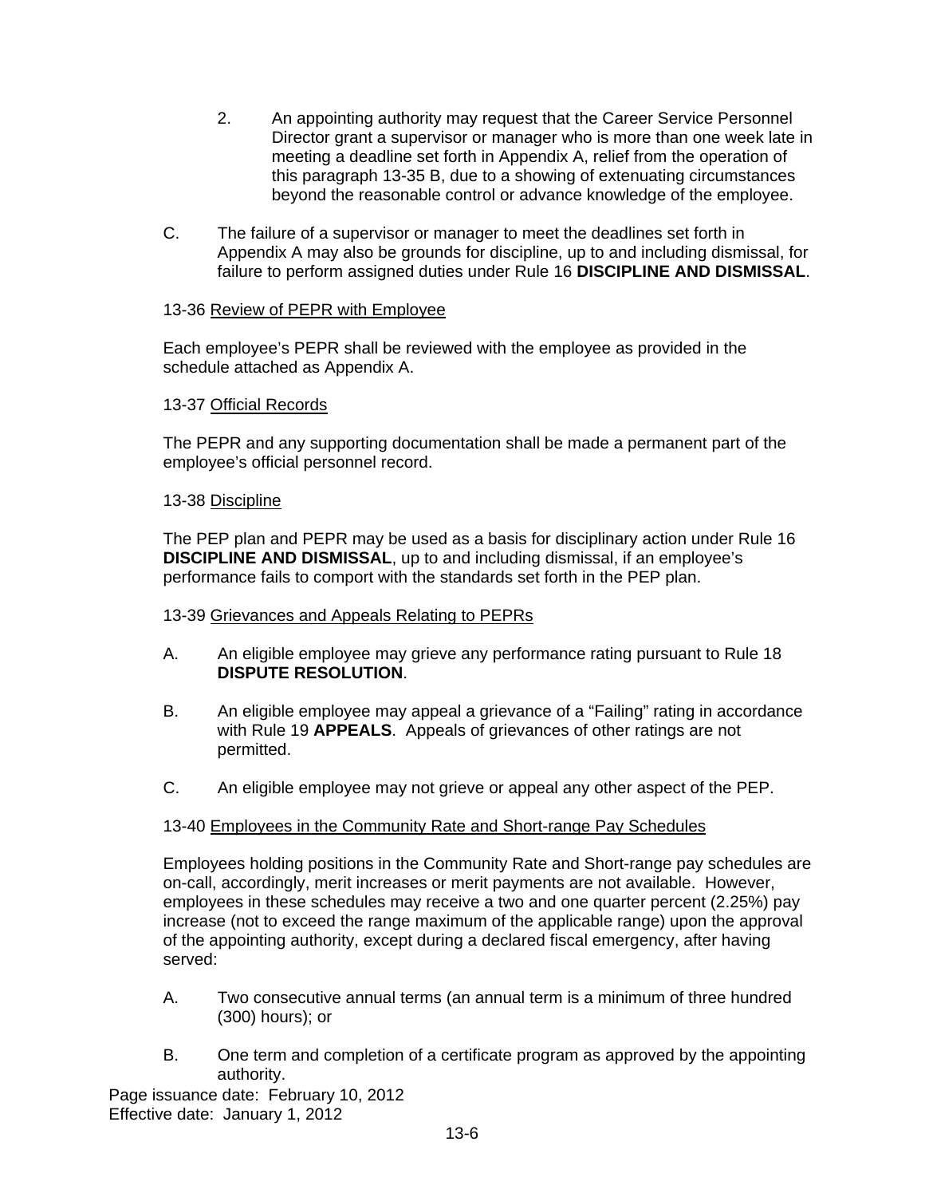2. An appointing authority may request that the Career Service Personnel Director grant a supervisor or manager who is more than one week late in meeting a deadline set forth in Appendix A, relief from the operation of this paragraph 13-35 B, due to a showing of extenuating circumstances beyond the reasonable control or advance knowledge of the employee.

C. The failure of a supervisor or manager to meet the deadlines set forth in Appendix A may also be grounds for discipline, up to and including dismissal, for failure to perform assigned duties under Rule 16 **DISCIPLINE AND DISMISSAL**.

13-36 Review of PEPR with Employee

Each employee's PEPR shall be reviewed with the employee as provided in the schedule attached as Appendix A.

13-37 Official Records

The PEPR and any supporting documentation shall be made a permanent part of the employee's official personnel record.

13-38 Discipline

The PEP plan and PEPR may be used as a basis for disciplinary action under Rule 16 **DISCIPLINE AND DISMISSAL**, up to and including dismissal, if an employee's performance fails to comport with the standards set forth in the PEP plan.

13-39 Grievances and Appeals Relating to PEPRs

A. An eligible employee may grieve any performance rating pursuant to Rule 18 **DISPUTE RESOLUTION**.

B. An eligible employee may appeal a grievance of a "Failing" rating in accordance with Rule 19 **APPEALS**. Appeals of grievances of other ratings are not permitted.

C. An eligible employee may not grieve or appeal any other aspect of the PEP.

13-40 Employees in the Community Rate and Short-range Pay Schedules

Employees holding positions in the Community Rate and Short-range pay schedules are on-call, accordingly, merit increases or merit payments are not available. However, employees in these schedules may receive a two and one quarter percent (2.25%) pay increase (not to exceed the range maximum of the applicable range) upon the approval of the appointing authority, except during a declared fiscal emergency, after having served:

A. Two consecutive annual terms (an annual term is a minimum of three hundred (300) hours); or

B. One term and completion of a certificate program as approved by the appointing authority.

Page issuance date: February 10, 2012
Effective date: January 1, 2012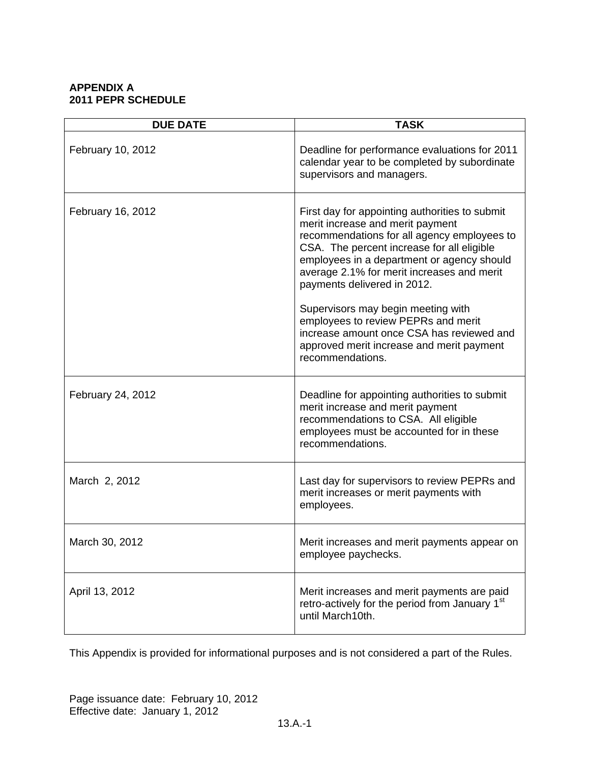**APPENDIX A**
**2011 PEPR SCHEDULE**

| DUE DATE | TASK |
|---|---|
| February 10, 2012 | Deadline for performance evaluations for 2011 calendar year to be completed by subordinate supervisors and managers. |
| February 16, 2012 | First day for appointing authorities to submit merit increase and merit payment recommendations for all agency employees to CSA. The percent increase for all eligible employees in a department or agency should average 2.1% for merit increases and merit payments delivered in 2012.<br><br>Supervisors may begin meeting with employees to review PEPRs and merit increase amount once CSA has reviewed and approved merit increase and merit payment recommendations. |
| February 24, 2012 | Deadline for appointing authorities to submit merit increase and merit payment recommendations to CSA. All eligible employees must be accounted for in these recommendations. |
| March 2, 2012 | Last day for supervisors to review PEPRs and merit increases or merit payments with employees. |
| March 30, 2012 | Merit increases and merit payments appear on employee paychecks. |
| April 13, 2012 | Merit increases and merit payments are paid retro-actively for the period from January 1st until March10th. |

This Appendix is provided for informational purposes and is not considered a part of the Rules.

Page issuance date: February 10, 2012
Effective date: January 1, 2012